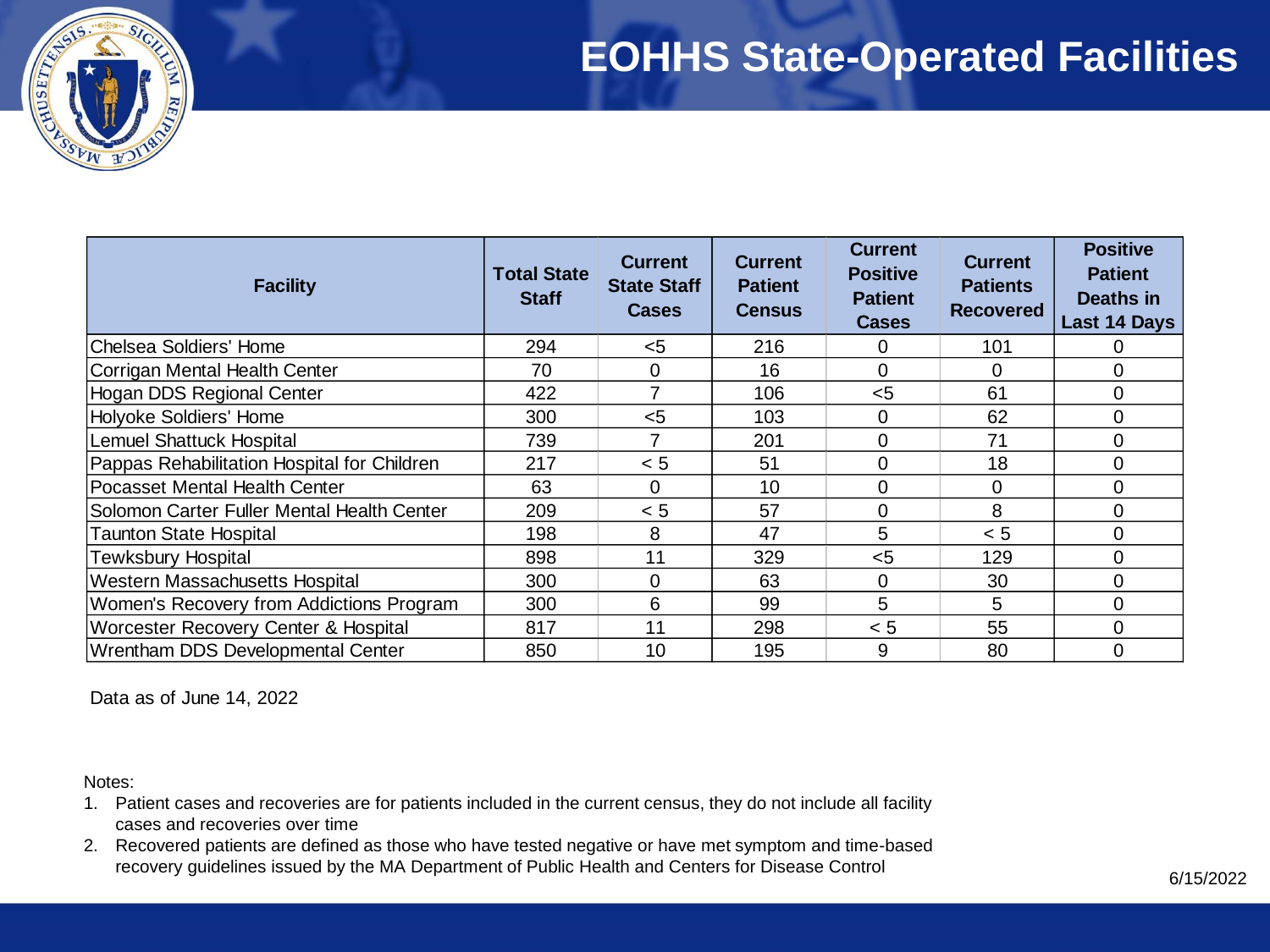# EOHHS State-Operated Facilities

| Facility | Total State Staff | Current State Staff Cases | Current Patient Census | Current Positive Patient Cases | Current Patients Recovered | Positive Patient Deaths in Last 14 Days |
|---|---|---|---|---|---|---|
| Chelsea Soldiers' Home | 294 | <5 | 216 | 0 | 101 | 0 |
| Corrigan Mental Health Center | 70 | 0 | 16 | 0 | 0 | 0 |
| Hogan DDS Regional Center | 422 | 7 | 106 | <5 | 61 | 0 |
| Holyoke Soldiers' Home | 300 | <5 | 103 | 0 | 62 | 0 |
| Lemuel Shattuck Hospital | 739 | 7 | 201 | 0 | 71 | 0 |
| Pappas Rehabilitation Hospital for Children | 217 | < 5 | 51 | 0 | 18 | 0 |
| Pocasset Mental Health Center | 63 | 0 | 10 | 0 | 0 | 0 |
| Solomon Carter Fuller Mental Health Center | 209 | < 5 | 57 | 0 | 8 | 0 |
| Taunton State Hospital | 198 | 8 | 47 | 5 | < 5 | 0 |
| Tewksbury Hospital | 898 | 11 | 329 | <5 | 129 | 0 |
| Western Massachusetts Hospital | 300 | 0 | 63 | 0 | 30 | 0 |
| Women's Recovery from Addictions Program | 300 | 6 | 99 | 5 | 5 | 0 |
| Worcester Recovery Center & Hospital | 817 | 11 | 298 | < 5 | 55 | 0 |
| Wrentham DDS Developmental Center | 850 | 10 | 195 | 9 | 80 | 0 |

Data as of June 14, 2022

Notes:

1. Patient cases and recoveries are for patients included in the current census, they do not include all facility cases and recoveries over time
2. Recovered patients are defined as those who have tested negative or have met symptom and time-based recovery guidelines issued by the MA Department of Public Health and Centers for Disease Control

6/15/2022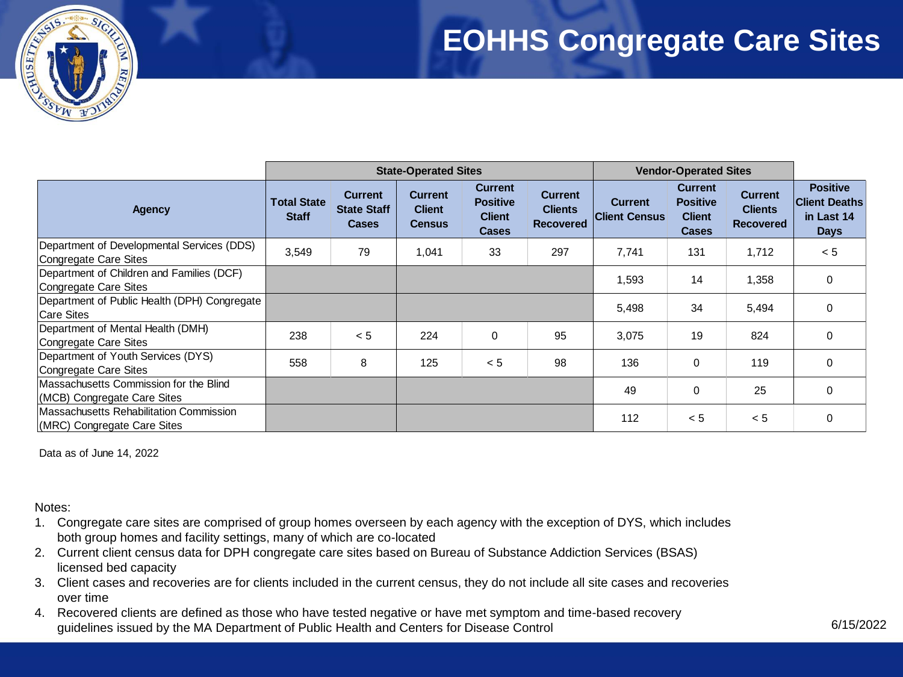# EOHHS Congregate Care Sites

| Agency | State-Operated Sites | | | | | Vendor-Operated Sites | | | |
|---|---|---|---|---|---|---|---|---|---|
| | Total State Staff | Current State Staff Cases | Current Client Census | Current Positive Client Cases | Current Clients Recovered | Current Client Census | Current Positive Client Cases | Current Clients Recovered | Positive Client Deaths in Last 14 Days |
| Department of Developmental Services (DDS) Congregate Care Sites | 3,549 | 79 | 1,041 | 33 | 297 | 7,741 | 131 | 1,712 | < 5 |
| Department of Children and Families (DCF) Congregate Care Sites | | | | | | 1,593 | 14 | 1,358 | 0 |
| Department of Public Health (DPH) Congregate Care Sites | | | | | | 5,498 | 34 | 5,494 | 0 |
| Department of Mental Health (DMH) Congregate Care Sites | 238 | < 5 | 224 | 0 | 95 | 3,075 | 19 | 824 | 0 |
| Department of Youth Services (DYS) Congregate Care Sites | 558 | 8 | 125 | < 5 | 98 | 136 | 0 | 119 | 0 |
| Massachusetts Commission for the Blind (MCB) Congregate Care Sites | | | | | | 49 | 0 | 25 | 0 |
| Massachusetts Rehabilitation Commission (MRC) Congregate Care Sites | | | | | | 112 | < 5 | < 5 | 0 |

Data as of June 14, 2022

Notes:

1. Congregate care sites are comprised of group homes overseen by each agency with the exception of DYS, which includes both group homes and facility settings, many of which are co-located
2. Current client census data for DPH congregate care sites based on Bureau of Substance Addiction Services (BSAS) licensed bed capacity
3. Client cases and recoveries are for clients included in the current census, they do not include all site cases and recoveries over time
4. Recovered clients are defined as those who have tested negative or have met symptom and time-based recovery guidelines issued by the MA Department of Public Health and Centers for Disease Control

6/15/2022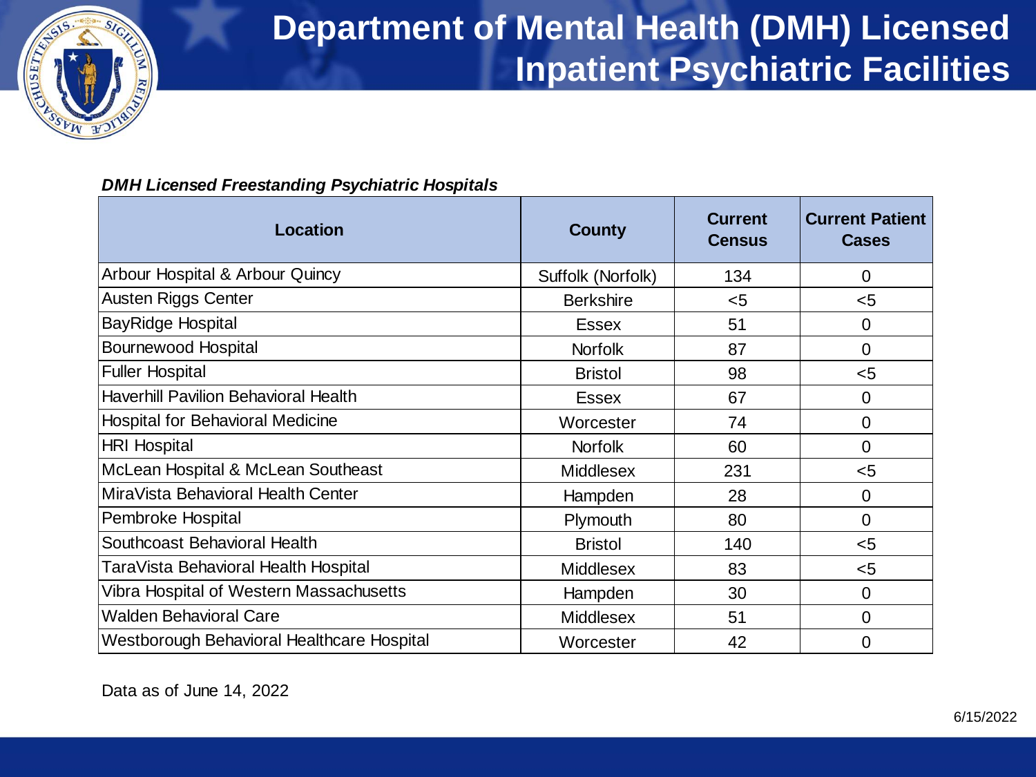# Department of Mental Health (DMH) Licensed Inpatient Psychiatric Facilities

***DMH Licensed Freestanding Psychiatric Hospitals***

| Location | County | Current Census | Current Patient Cases |
|---|---|---|---|
| Arbour Hospital & Arbour Quincy | Suffolk (Norfolk) | 134 | 0 |
| Austen Riggs Center | Berkshire | <5 | <5 |
| BayRidge Hospital | Essex | 51 | 0 |
| Bournewood Hospital | Norfolk | 87 | 0 |
| Fuller Hospital | Bristol | 98 | <5 |
| Haverhill Pavilion Behavioral Health | Essex | 67 | 0 |
| Hospital for Behavioral Medicine | Worcester | 74 | 0 |
| HRI Hospital | Norfolk | 60 | 0 |
| McLean Hospital & McLean Southeast | Middlesex | 231 | <5 |
| MiraVista Behavioral Health Center | Hampden | 28 | 0 |
| Pembroke Hospital | Plymouth | 80 | 0 |
| Southcoast Behavioral Health | Bristol | 140 | <5 |
| TaraVista Behavioral Health Hospital | Middlesex | 83 | <5 |
| Vibra Hospital of Western Massachusetts | Hampden | 30 | 0 |
| Walden Behavioral Care | Middlesex | 51 | 0 |
| Westborough Behavioral Healthcare Hospital | Worcester | 42 | 0 |

Data as of June 14, 2022

6/15/2022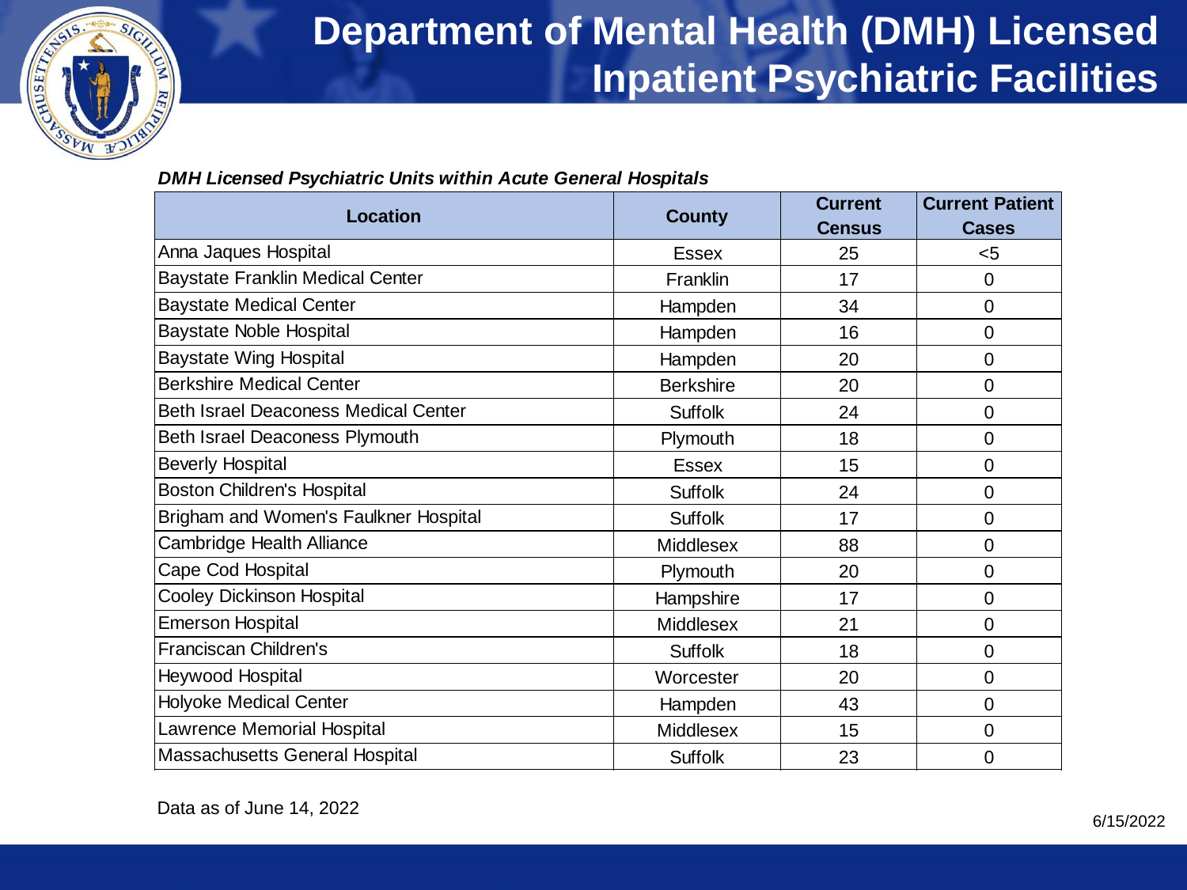# Department of Mental Health (DMH) Licensed Inpatient Psychiatric Facilities

***DMH Licensed Psychiatric Units within Acute General Hospitals***

| Location | County | Current Census | Current Patient Cases |
|---|---|---|---|
| Anna Jaques Hospital | Essex | 25 | <5 |
| Baystate Franklin Medical Center | Franklin | 17 | 0 |
| Baystate Medical Center | Hampden | 34 | 0 |
| Baystate Noble Hospital | Hampden | 16 | 0 |
| Baystate Wing Hospital | Hampden | 20 | 0 |
| Berkshire Medical Center | Berkshire | 20 | 0 |
| Beth Israel Deaconess Medical Center | Suffolk | 24 | 0 |
| Beth Israel Deaconess Plymouth | Plymouth | 18 | 0 |
| Beverly Hospital | Essex | 15 | 0 |
| Boston Children's Hospital | Suffolk | 24 | 0 |
| Brigham and Women's Faulkner Hospital | Suffolk | 17 | 0 |
| Cambridge Health Alliance | Middlesex | 88 | 0 |
| Cape Cod Hospital | Plymouth | 20 | 0 |
| Cooley Dickinson Hospital | Hampshire | 17 | 0 |
| Emerson Hospital | Middlesex | 21 | 0 |
| Franciscan Children's | Suffolk | 18 | 0 |
| Heywood Hospital | Worcester | 20 | 0 |
| Holyoke Medical Center | Hampden | 43 | 0 |
| Lawrence Memorial Hospital | Middlesex | 15 | 0 |
| Massachusetts General Hospital | Suffolk | 23 | 0 |

Data as of June 14, 2022

6/15/2022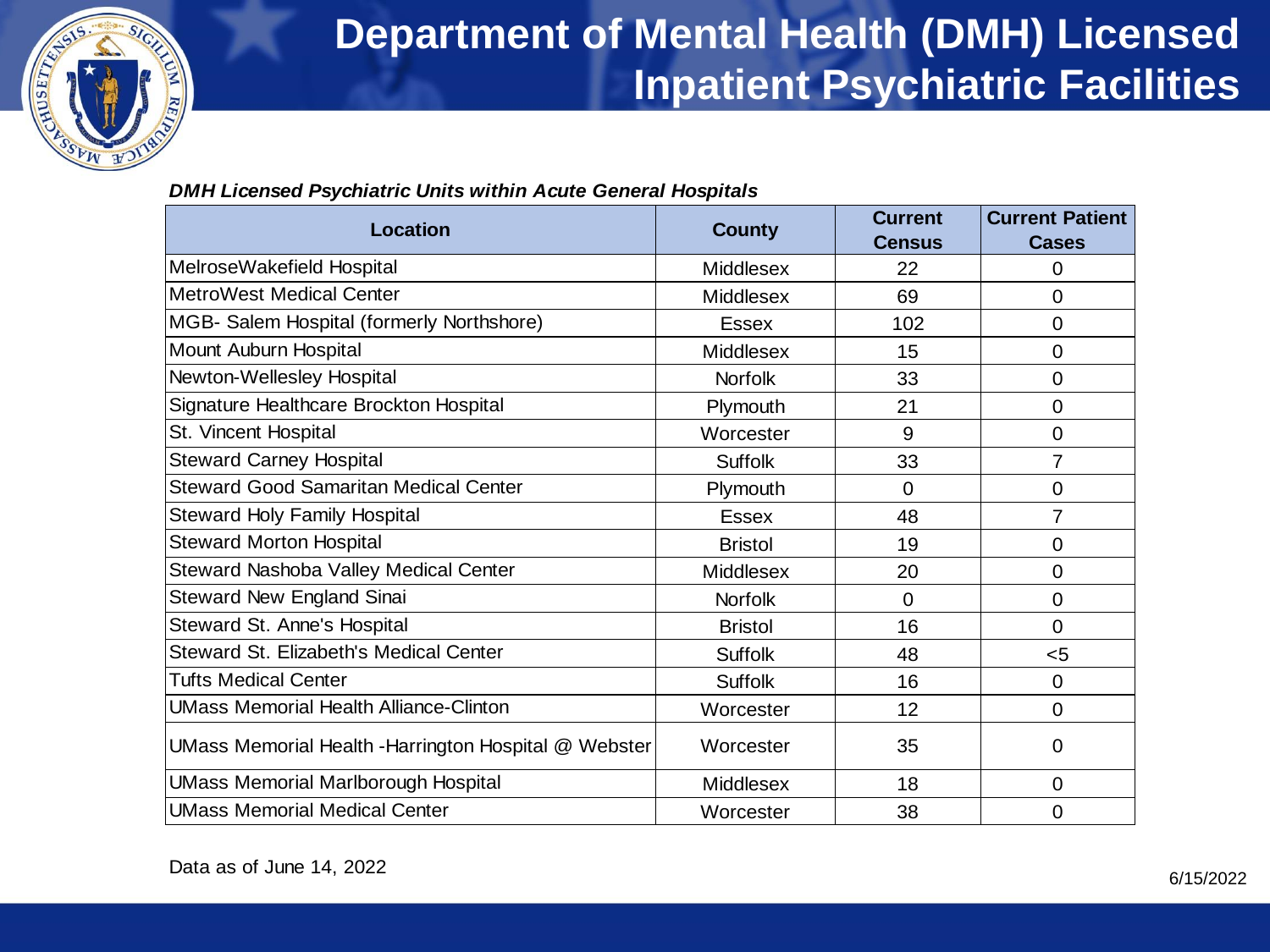# Department of Mental Health (DMH) Licensed Inpatient Psychiatric Facilities

***DMH Licensed Psychiatric Units within Acute General Hospitals***

| Location | County | Current Census | Current Patient Cases |
|---|---|---|---|
| MelroseWakefield Hospital | Middlesex | 22 | 0 |
| MetroWest Medical Center | Middlesex | 69 | 0 |
| MGB- Salem Hospital (formerly Northshore) | Essex | 102 | 0 |
| Mount Auburn Hospital | Middlesex | 15 | 0 |
| Newton-Wellesley Hospital | Norfolk | 33 | 0 |
| Signature Healthcare Brockton Hospital | Plymouth | 21 | 0 |
| St. Vincent Hospital | Worcester | 9 | 0 |
| Steward Carney Hospital | Suffolk | 33 | 7 |
| Steward Good Samaritan Medical Center | Plymouth | 0 | 0 |
| Steward Holy Family Hospital | Essex | 48 | 7 |
| Steward Morton Hospital | Bristol | 19 | 0 |
| Steward Nashoba Valley Medical Center | Middlesex | 20 | 0 |
| Steward New England Sinai | Norfolk | 0 | 0 |
| Steward St. Anne's Hospital | Bristol | 16 | 0 |
| Steward St. Elizabeth's Medical Center | Suffolk | 48 | <5 |
| Tufts Medical Center | Suffolk | 16 | 0 |
| UMass Memorial Health Alliance-Clinton | Worcester | 12 | 0 |
| UMass Memorial Health -Harrington Hospital @ Webster | Worcester | 35 | 0 |
| UMass Memorial Marlborough Hospital | Middlesex | 18 | 0 |
| UMass Memorial Medical Center | Worcester | 38 | 0 |

Data as of June 14, 2022

6/15/2022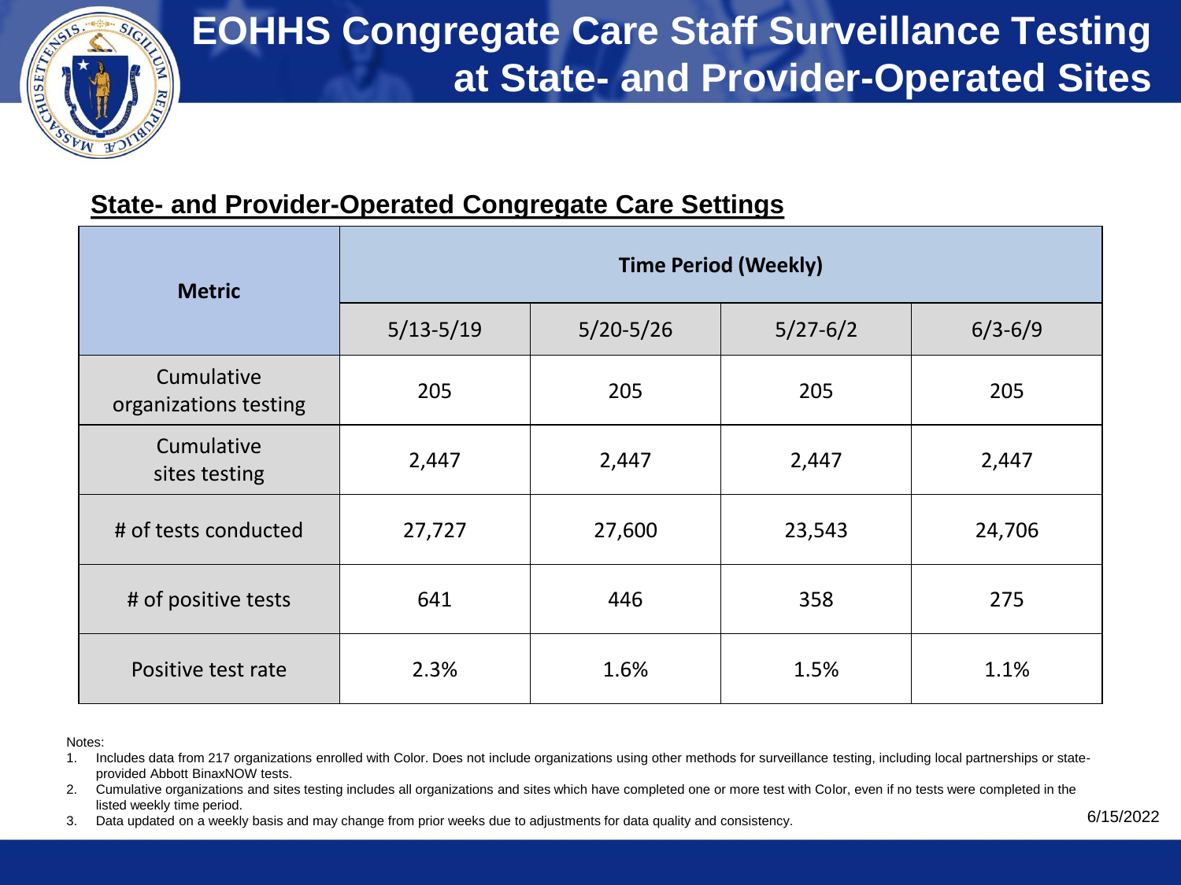# EOHHS Congregate Care Staff Surveillance Testing at State- and Provider-Operated Sites

## State- and Provider-Operated Congregate Care Settings

| Metric | Time Period (Weekly) | | | |
|---|---|---|---|---|
| | 5/13-5/19 | 5/20-5/26 | 5/27-6/2 | 6/3-6/9 |
| Cumulative organizations testing | 205 | 205 | 205 | 205 |
| Cumulative sites testing | 2,447 | 2,447 | 2,447 | 2,447 |
| # of tests conducted | 27,727 | 27,600 | 23,543 | 24,706 |
| # of positive tests | 641 | 446 | 358 | 275 |
| Positive test rate | 2.3% | 1.6% | 1.5% | 1.1% |

Notes:

1. Includes data from 217 organizations enrolled with Color. Does not include organizations using other methods for surveillance testing, including local partnerships or state-provided Abbott BinaxNOW tests.
2. Cumulative organizations and sites testing includes all organizations and sites which have completed one or more test with Color, even if no tests were completed in the listed weekly time period.
3. Data updated on a weekly basis and may change from prior weeks due to adjustments for data quality and consistency.

6/15/2022